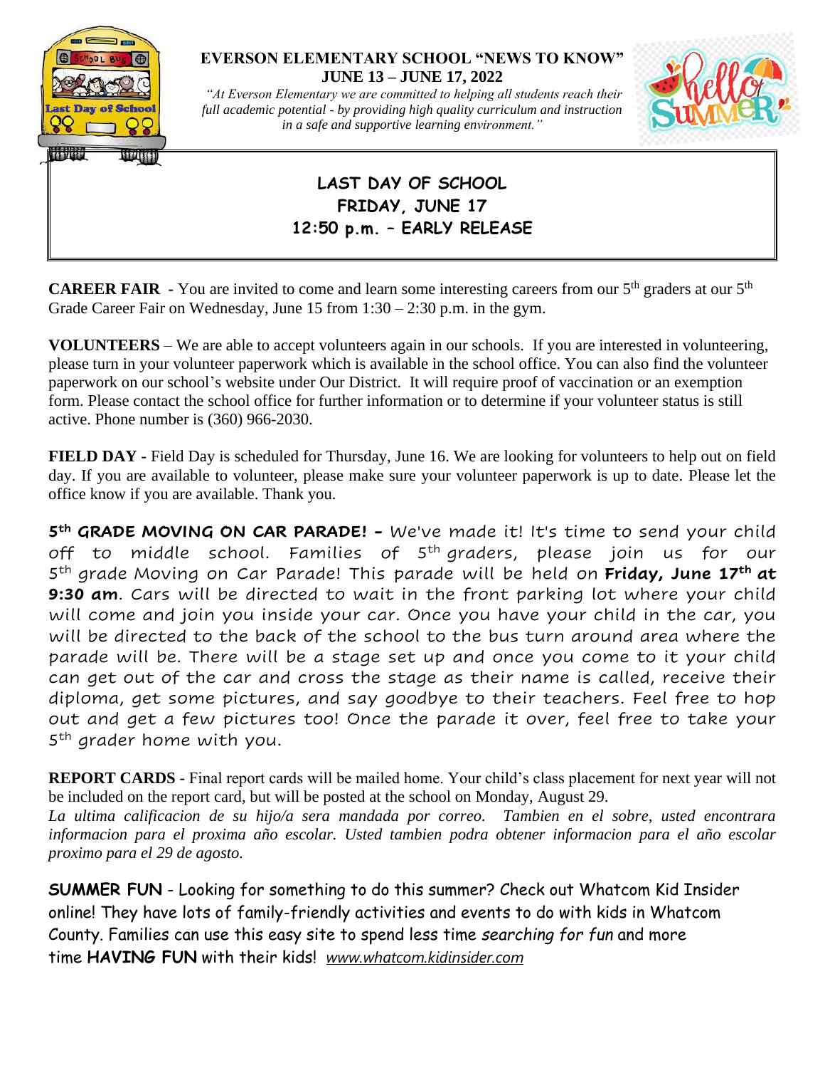# EVERSON ELEMENTARY SCHOOL "NEWS TO KNOW"

**JUNE 13 – JUNE 17, 2022**

*"At Everson Elementary we are committed to helping all students reach their full academic potential - by providing high quality curriculum and instruction in a safe and supportive learning environment."*

**LAST DAY OF SCHOOL**
**FRIDAY, JUNE 17**
**12:50 p.m. – EARLY RELEASE**

**CAREER FAIR** - You are invited to come and learn some interesting careers from our 5th graders at our 5th Grade Career Fair on Wednesday, June 15 from 1:30 – 2:30 p.m. in the gym.

**VOLUNTEERS** – We are able to accept volunteers again in our schools. If you are interested in volunteering, please turn in your volunteer paperwork which is available in the school office. You can also find the volunteer paperwork on our school's website under Our District. It will require proof of vaccination or an exemption form. Please contact the school office for further information or to determine if your volunteer status is still active. Phone number is (360) 966-2030.

**FIELD DAY** - Field Day is scheduled for Thursday, June 16. We are looking for volunteers to help out on field day. If you are available to volunteer, please make sure your volunteer paperwork is up to date. Please let the office know if you are available. Thank you.

**5th GRADE MOVING ON CAR PARADE! -** We've made it! It's time to send your child off to middle school. Families of 5th graders, please join us for our 5th grade Moving on Car Parade! This parade will be held on **Friday, June 17th at 9:30 am**. Cars will be directed to wait in the front parking lot where your child will come and join you inside your car. Once you have your child in the car, you will be directed to the back of the school to the bus turn around area where the parade will be. There will be a stage set up and once you come to it your child can get out of the car and cross the stage as their name is called, receive their diploma, get some pictures, and say goodbye to their teachers. Feel free to hop out and get a few pictures too! Once the parade it over, feel free to take your 5th grader home with you.

**REPORT CARDS** - Final report cards will be mailed home. Your child's class placement for next year will not be included on the report card, but will be posted at the school on Monday, August 29.
*La ultima calificacion de su hijo/a sera mandada por correo. Tambien en el sobre, usted encontrara informacion para el proxima año escolar. Usted tambien podra obtener informacion para el año escolar proximo para el 29 de agosto.*

**SUMMER FUN** - Looking for something to do this summer? Check out Whatcom Kid Insider online! They have lots of family-friendly activities and events to do with kids in Whatcom County. Families can use this easy site to spend less time *searching for fun* and more time **HAVING FUN** with their kids! *www.whatcom.kidinsider.com*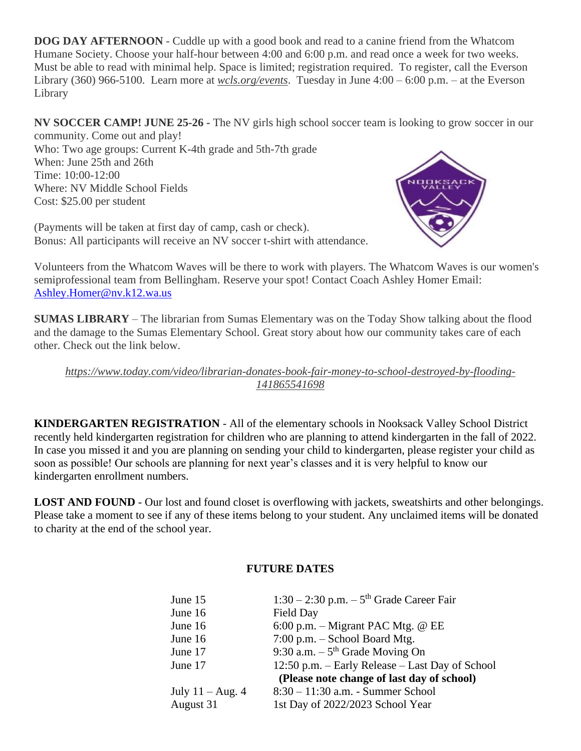**DOG DAY AFTERNOON** - Cuddle up with a good book and read to a canine friend from the Whatcom Humane Society. Choose your half-hour between 4:00 and 6:00 p.m. and read once a week for two weeks. Must be able to read with minimal help. Space is limited; registration required. To register, call the Everson Library (360) 966-5100. Learn more at *wcls.org/events*. Tuesday in June 4:00 – 6:00 p.m. – at the Everson Library

**NV SOCCER CAMP! JUNE 25-26 -** The NV girls high school soccer team is looking to grow soccer in our community. Come out and play!
Who: Two age groups: Current K-4th grade and 5th-7th grade
When: June 25th and 26th
Time: 10:00-12:00
Where: NV Middle School Fields
Cost: $25.00 per student

(Payments will be taken at first day of camp, cash or check).
Bonus: All participants will receive an NV soccer t-shirt with attendance.

Volunteers from the Whatcom Waves will be there to work with players. The Whatcom Waves is our women's semiprofessional team from Bellingham. Reserve your spot! Contact Coach Ashley Homer Email: Ashley.Homer@nv.k12.wa.us

**SUMAS LIBRARY** – The librarian from Sumas Elementary was on the Today Show talking about the flood and the damage to the Sumas Elementary School. Great story about how our community takes care of each other. Check out the link below.

*https://www.today.com/video/librarian-donates-book-fair-money-to-school-destroyed-by-flooding-141865541698*

**KINDERGARTEN REGISTRATION** - All of the elementary schools in Nooksack Valley School District recently held kindergarten registration for children who are planning to attend kindergarten in the fall of 2022. In case you missed it and you are planning on sending your child to kindergarten, please register your child as soon as possible! Our schools are planning for next year's classes and it is very helpful to know our kindergarten enrollment numbers.

**LOST AND FOUND** - Our lost and found closet is overflowing with jackets, sweatshirts and other belongings. Please take a moment to see if any of these items belong to your student. Any unclaimed items will be donated to charity at the end of the school year.

## FUTURE DATES

| | |
|---|---|
| June 15 | 1:30 – 2:30 p.m. – 5th Grade Career Fair |
| June 16 | Field Day |
| June 16 | 6:00 p.m. – Migrant PAC Mtg. @ EE |
| June 16 | 7:00 p.m. – School Board Mtg. |
| June 17 | 9:30 a.m. – 5th Grade Moving On |
| June 17 | 12:50 p.m. – Early Release – Last Day of School **(Please note change of last day of school)** |
| July 11 – Aug. 4 | 8:30 – 11:30 a.m. - Summer School |
| August 31 | 1st Day of 2022/2023 School Year |